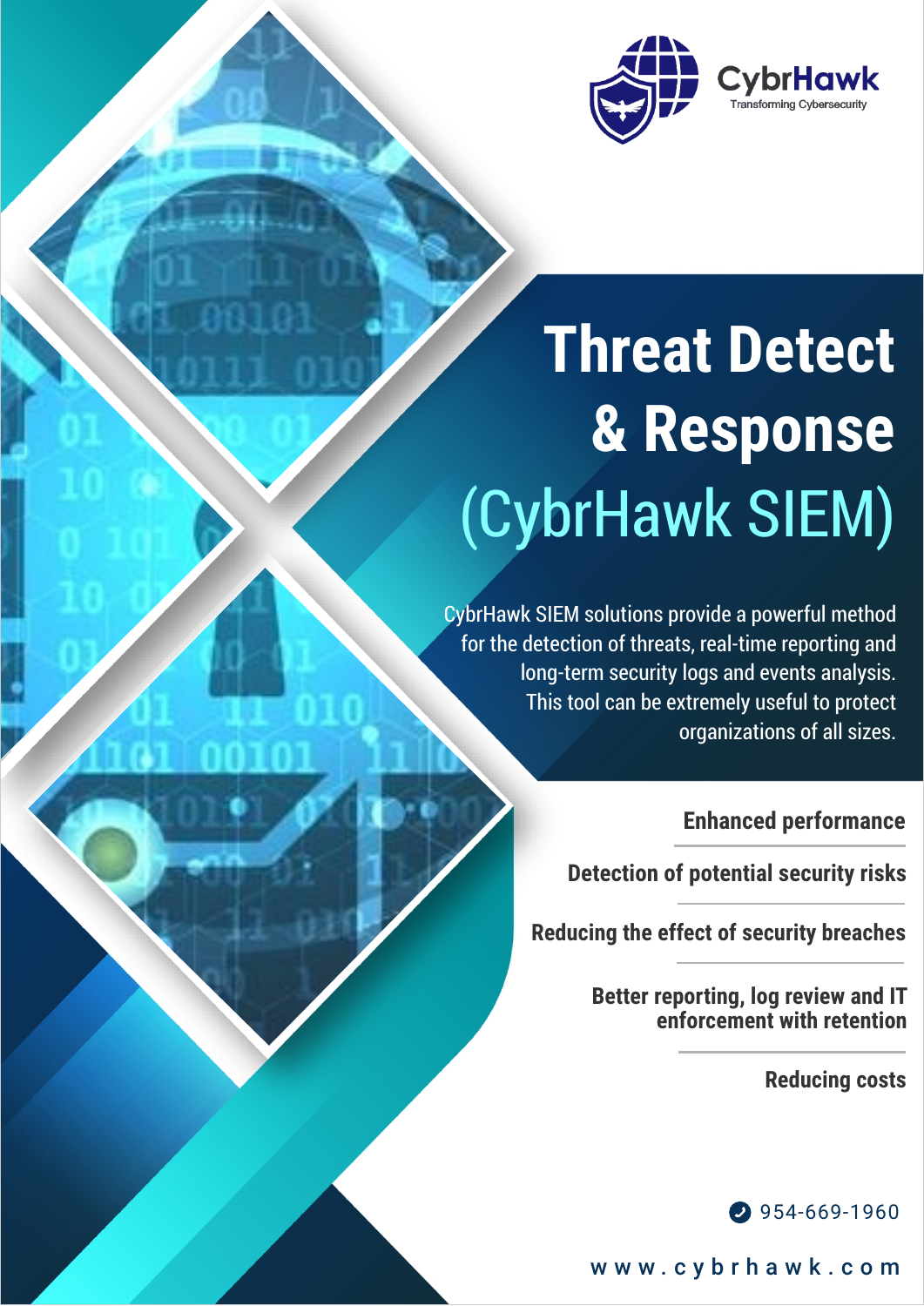CybrHawk
Transforming Cybersecurity

# Threat Detect & Response (CybrHawk SIEM)

CybrHawk SIEM solutions provide a powerful method for the detection of threats, real-time reporting and long-term security logs and events analysis. This tool can be extremely useful to protect organizations of all sizes.

**Enhanced performance**

**Detection of potential security risks**

**Reducing the effect of security breaches**

**Better reporting, log review and IT enforcement with retention**

**Reducing costs**

954-669-1960

www.cybrhawk.com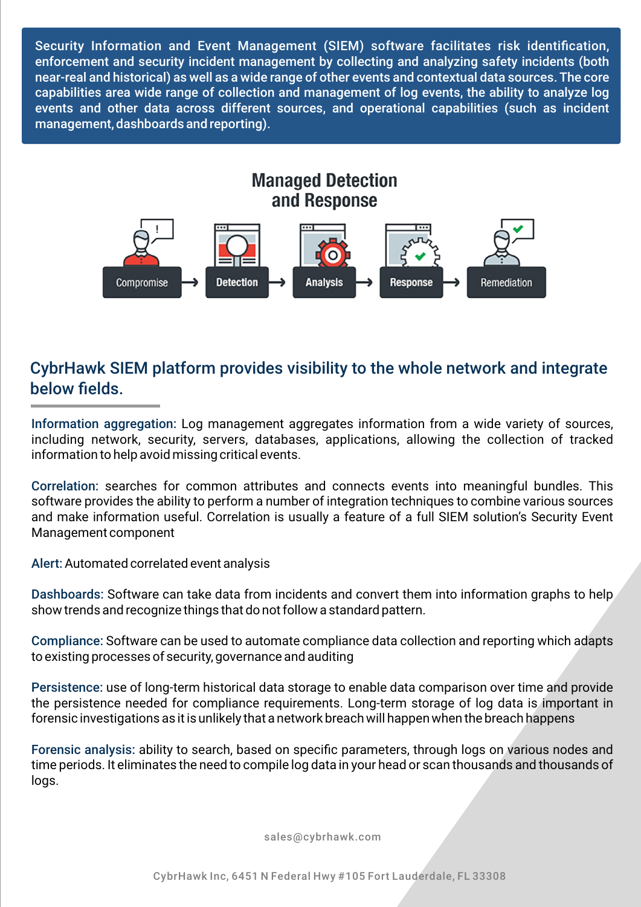Security Information and Event Management (SIEM) software facilitates risk identification, enforcement and security incident management by collecting and analyzing safety incidents (both near-real and historical) as well as a wide range of other events and contextual data sources. The core capabilities area wide range of collection and management of log events, the ability to analyze log events and other data across different sources, and operational capabilities (such as incident management, dashboards and reporting).

**Managed Detection and Response**

Compromise → Detection → Analysis → Response → Remediation

## CybrHawk SIEM platform provides visibility to the whole network and integrate below fields.

**Information aggregation:** Log management aggregates information from a wide variety of sources, including network, security, servers, databases, applications, allowing the collection of tracked information to help avoid missing critical events.

**Correlation:** searches for common attributes and connects events into meaningful bundles. This software provides the ability to perform a number of integration techniques to combine various sources and make information useful. Correlation is usually a feature of a full SIEM solution's Security Event Management component

**Alert:** Automated correlated event analysis

**Dashboards:** Software can take data from incidents and convert them into information graphs to help show trends and recognize things that do not follow a standard pattern.

**Compliance:** Software can be used to automate compliance data collection and reporting which adapts to existing processes of security, governance and auditing

**Persistence:** use of long-term historical data storage to enable data comparison over time and provide the persistence needed for compliance requirements. Long-term storage of log data is important in forensic investigations as it is unlikely that a network breach will happen when the breach happens

**Forensic analysis:** ability to search, based on specific parameters, through logs on various nodes and time periods. It eliminates the need to compile log data in your head or scan thousands and thousands of logs.

sales@cybrhawk.com

CybrHawk Inc, 6451 N Federal Hwy #105 Fort Lauderdale, FL 33308